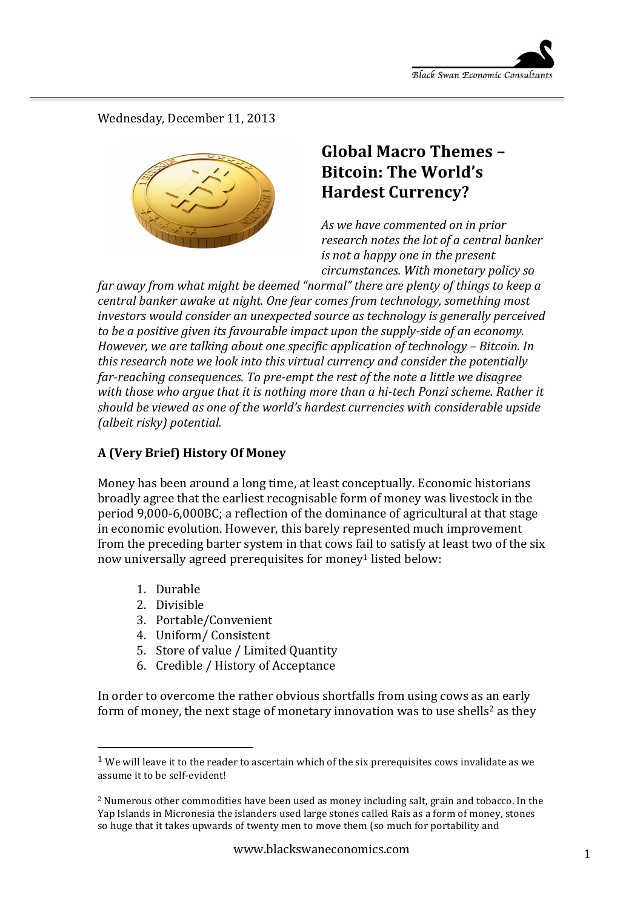Wednesday, December 11, 2013

# Global Macro Themes – Bitcoin: The World's Hardest Currency?

*As we have commented on in prior research notes the lot of a central banker is not a happy one in the present circumstances. With monetary policy so far away from what might be deemed "normal" there are plenty of things to keep a central banker awake at night. One fear comes from technology, something most investors would consider an unexpected source as technology is generally perceived to be a positive given its favourable impact upon the supply-side of an economy. However, we are talking about one specific application of technology – Bitcoin. In this research note we look into this virtual currency and consider the potentially far-reaching consequences. To pre-empt the rest of the note a little we disagree with those who argue that it is nothing more than a hi-tech Ponzi scheme. Rather it should be viewed as one of the world's hardest currencies with considerable upside (albeit risky) potential.*

## A (Very Brief) History Of Money

Money has been around a long time, at least conceptually. Economic historians broadly agree that the earliest recognisable form of money was livestock in the period 9,000-6,000BC; a reflection of the dominance of agricultural at that stage in economic evolution. However, this barely represented much improvement from the preceding barter system in that cows fail to satisfy at least two of the six now universally agreed prerequisites for money[1] listed below:

1. Durable
2. Divisible
3. Portable/Convenient
4. Uniform/ Consistent
5. Store of value / Limited Quantity
6. Credible / History of Acceptance

In order to overcome the rather obvious shortfalls from using cows as an early form of money, the next stage of monetary innovation was to use shells[2] as they

[1] We will leave it to the reader to ascertain which of the six prerequisites cows invalidate as we assume it to be self-evident!

[2] Numerous other commodities have been used as money including salt, grain and tobacco. In the Yap Islands in Micronesia the islanders used large stones called Rais as a form of money, stones so huge that it takes upwards of twenty men to move them (so much for portability and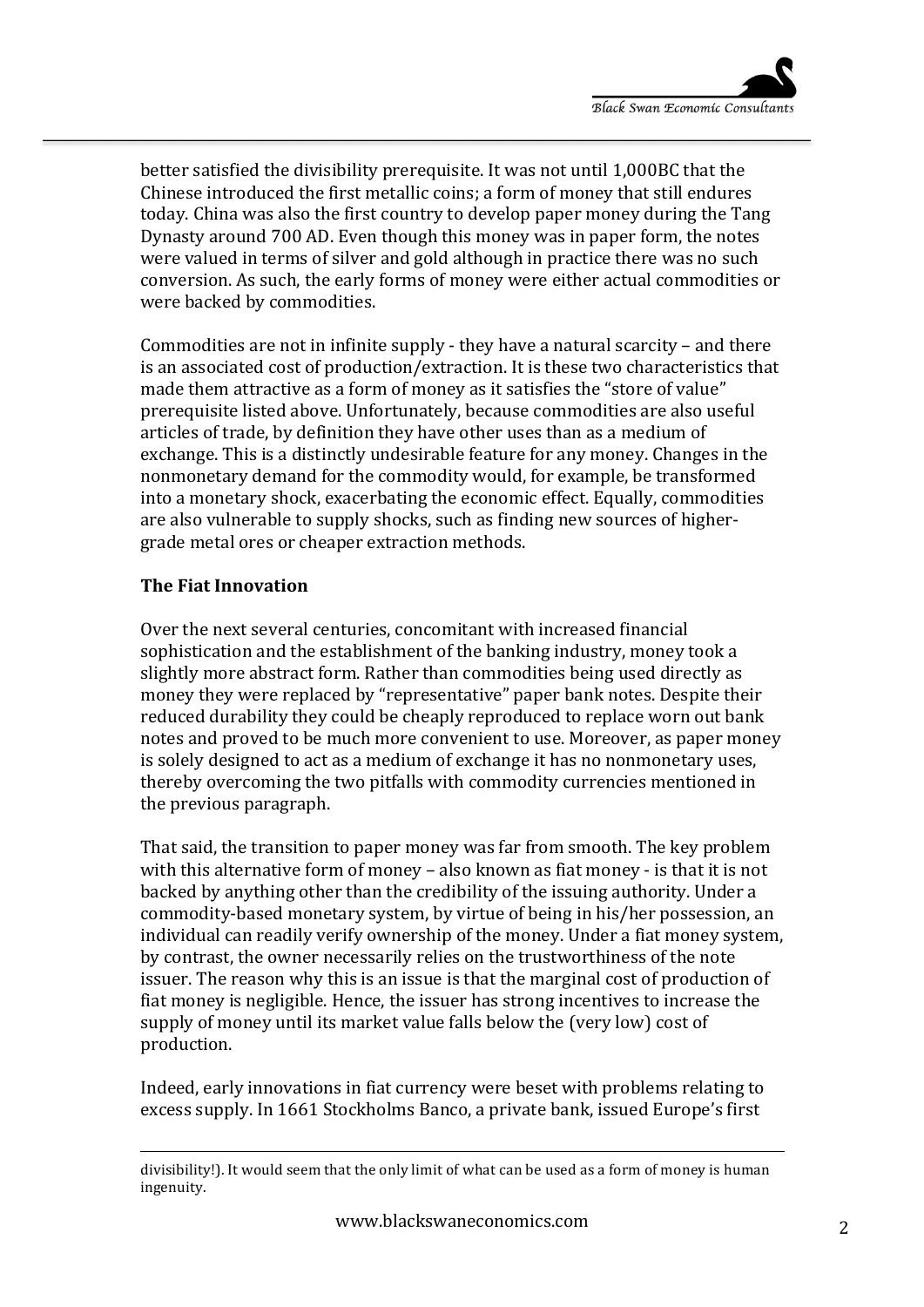better satisfied the divisibility prerequisite. It was not until 1,000BC that the Chinese introduced the first metallic coins; a form of money that still endures today. China was also the first country to develop paper money during the Tang Dynasty around 700 AD. Even though this money was in paper form, the notes were valued in terms of silver and gold although in practice there was no such conversion. As such, the early forms of money were either actual commodities or were backed by commodities.

Commodities are not in infinite supply - they have a natural scarcity – and there is an associated cost of production/extraction. It is these two characteristics that made them attractive as a form of money as it satisfies the "store of value" prerequisite listed above. Unfortunately, because commodities are also useful articles of trade, by definition they have other uses than as a medium of exchange. This is a distinctly undesirable feature for any money. Changes in the nonmonetary demand for the commodity would, for example, be transformed into a monetary shock, exacerbating the economic effect. Equally, commodities are also vulnerable to supply shocks, such as finding new sources of higher-grade metal ores or cheaper extraction methods.

**The Fiat Innovation**

Over the next several centuries, concomitant with increased financial sophistication and the establishment of the banking industry, money took a slightly more abstract form. Rather than commodities being used directly as money they were replaced by "representative" paper bank notes. Despite their reduced durability they could be cheaply reproduced to replace worn out bank notes and proved to be much more convenient to use. Moreover, as paper money is solely designed to act as a medium of exchange it has no nonmonetary uses, thereby overcoming the two pitfalls with commodity currencies mentioned in the previous paragraph.

That said, the transition to paper money was far from smooth. The key problem with this alternative form of money – also known as fiat money - is that it is not backed by anything other than the credibility of the issuing authority. Under a commodity-based monetary system, by virtue of being in his/her possession, an individual can readily verify ownership of the money. Under a fiat money system, by contrast, the owner necessarily relies on the trustworthiness of the note issuer. The reason why this is an issue is that the marginal cost of production of fiat money is negligible. Hence, the issuer has strong incentives to increase the supply of money until its market value falls below the (very low) cost of production.

Indeed, early innovations in fiat currency were beset with problems relating to excess supply. In 1661 Stockholms Banco, a private bank, issued Europe's first

---

divisibility!). It would seem that the only limit of what can be used as a form of money is human ingenuity.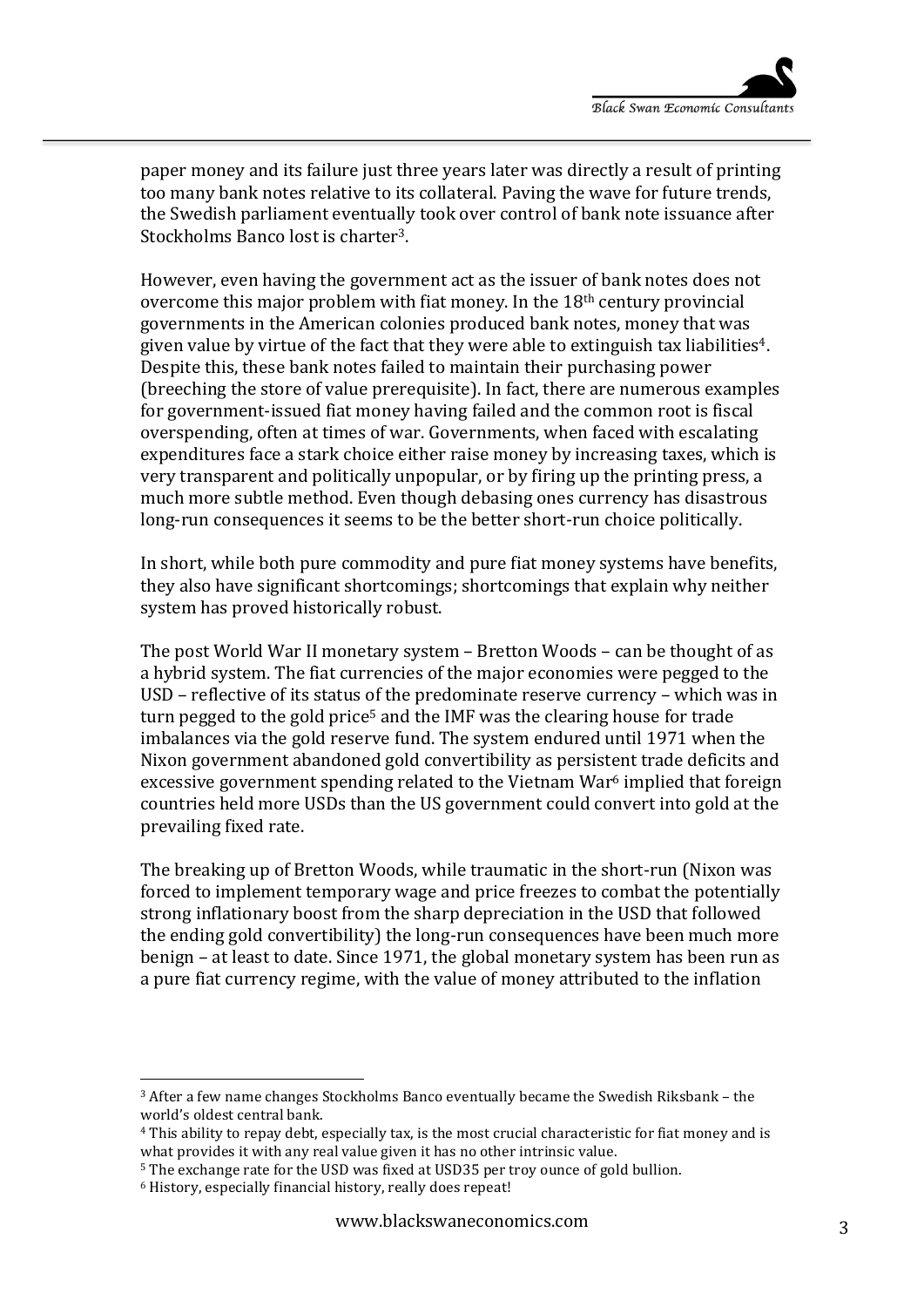paper money and its failure just three years later was directly a result of printing too many bank notes relative to its collateral. Paving the wave for future trends, the Swedish parliament eventually took over control of bank note issuance after Stockholms Banco lost is charter[3].

However, even having the government act as the issuer of bank notes does not overcome this major problem with fiat money. In the 18th century provincial governments in the American colonies produced bank notes, money that was given value by virtue of the fact that they were able to extinguish tax liabilities[4]. Despite this, these bank notes failed to maintain their purchasing power (breeching the store of value prerequisite). In fact, there are numerous examples for government-issued fiat money having failed and the common root is fiscal overspending, often at times of war. Governments, when faced with escalating expenditures face a stark choice either raise money by increasing taxes, which is very transparent and politically unpopular, or by firing up the printing press, a much more subtle method. Even though debasing ones currency has disastrous long-run consequences it seems to be the better short-run choice politically.

In short, while both pure commodity and pure fiat money systems have benefits, they also have significant shortcomings; shortcomings that explain why neither system has proved historically robust.

The post World War II monetary system – Bretton Woods – can be thought of as a hybrid system. The fiat currencies of the major economies were pegged to the USD – reflective of its status of the predominate reserve currency – which was in turn pegged to the gold price[5] and the IMF was the clearing house for trade imbalances via the gold reserve fund. The system endured until 1971 when the Nixon government abandoned gold convertibility as persistent trade deficits and excessive government spending related to the Vietnam War[6] implied that foreign countries held more USDs than the US government could convert into gold at the prevailing fixed rate.

The breaking up of Bretton Woods, while traumatic in the short-run (Nixon was forced to implement temporary wage and price freezes to combat the potentially strong inflationary boost from the sharp depreciation in the USD that followed the ending gold convertibility) the long-run consequences have been much more benign – at least to date. Since 1971, the global monetary system has been run as a pure fiat currency regime, with the value of money attributed to the inflation

---

[3] After a few name changes Stockholms Banco eventually became the Swedish Riksbank – the world's oldest central bank.

[4] This ability to repay debt, especially tax, is the most crucial characteristic for fiat money and is what provides it with any real value given it has no other intrinsic value.

[5] The exchange rate for the USD was fixed at USD35 per troy ounce of gold bullion.

[6] History, especially financial history, really does repeat!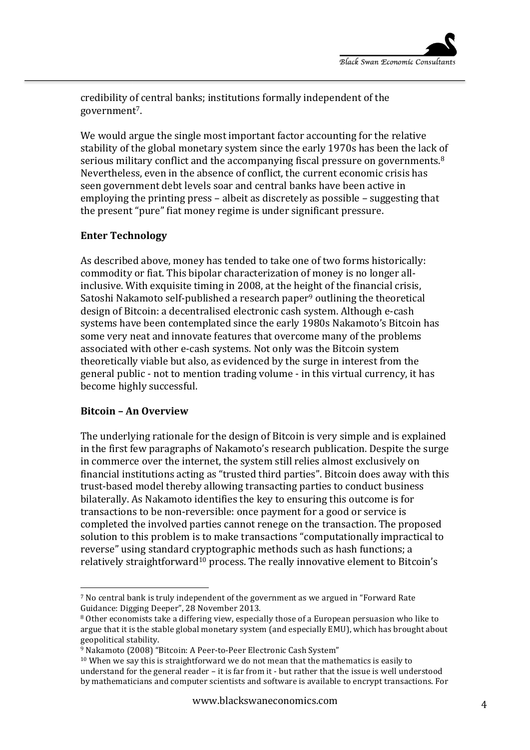credibility of central banks; institutions formally independent of the government[7].

We would argue the single most important factor accounting for the relative stability of the global monetary system since the early 1970s has been the lack of serious military conflict and the accompanying fiscal pressure on governments.[8] Nevertheless, even in the absence of conflict, the current economic crisis has seen government debt levels soar and central banks have been active in employing the printing press – albeit as discretely as possible – suggesting that the present "pure" fiat money regime is under significant pressure.

**Enter Technology**

As described above, money has tended to take one of two forms historically: commodity or fiat. This bipolar characterization of money is no longer all-inclusive. With exquisite timing in 2008, at the height of the financial crisis, Satoshi Nakamoto self-published a research paper[9] outlining the theoretical design of Bitcoin: a decentralised electronic cash system. Although e-cash systems have been contemplated since the early 1980s Nakamoto's Bitcoin has some very neat and innovate features that overcome many of the problems associated with other e-cash systems. Not only was the Bitcoin system theoretically viable but also, as evidenced by the surge in interest from the general public - not to mention trading volume - in this virtual currency, it has become highly successful.

**Bitcoin – An Overview**

The underlying rationale for the design of Bitcoin is very simple and is explained in the first few paragraphs of Nakamoto's research publication. Despite the surge in commerce over the internet, the system still relies almost exclusively on financial institutions acting as "trusted third parties". Bitcoin does away with this trust-based model thereby allowing transacting parties to conduct business bilaterally. As Nakamoto identifies the key to ensuring this outcome is for transactions to be non-reversible: once payment for a good or service is completed the involved parties cannot renege on the transaction. The proposed solution to this problem is to make transactions "computationally impractical to reverse" using standard cryptographic methods such as hash functions; a relatively straightforward[10] process. The really innovative element to Bitcoin's

---

[7] No central bank is truly independent of the government as we argued in "Forward Rate Guidance: Digging Deeper", 28 November 2013.

[8] Other economists take a differing view, especially those of a European persuasion who like to argue that it is the stable global monetary system (and especially EMU), which has brought about geopolitical stability.

[9] Nakamoto (2008) "Bitcoin: A Peer-to-Peer Electronic Cash System"

[10] When we say this is straightforward we do not mean that the mathematics is easily to understand for the general reader – it is far from it - but rather that the issue is well understood by mathematicians and computer scientists and software is available to encrypt transactions. For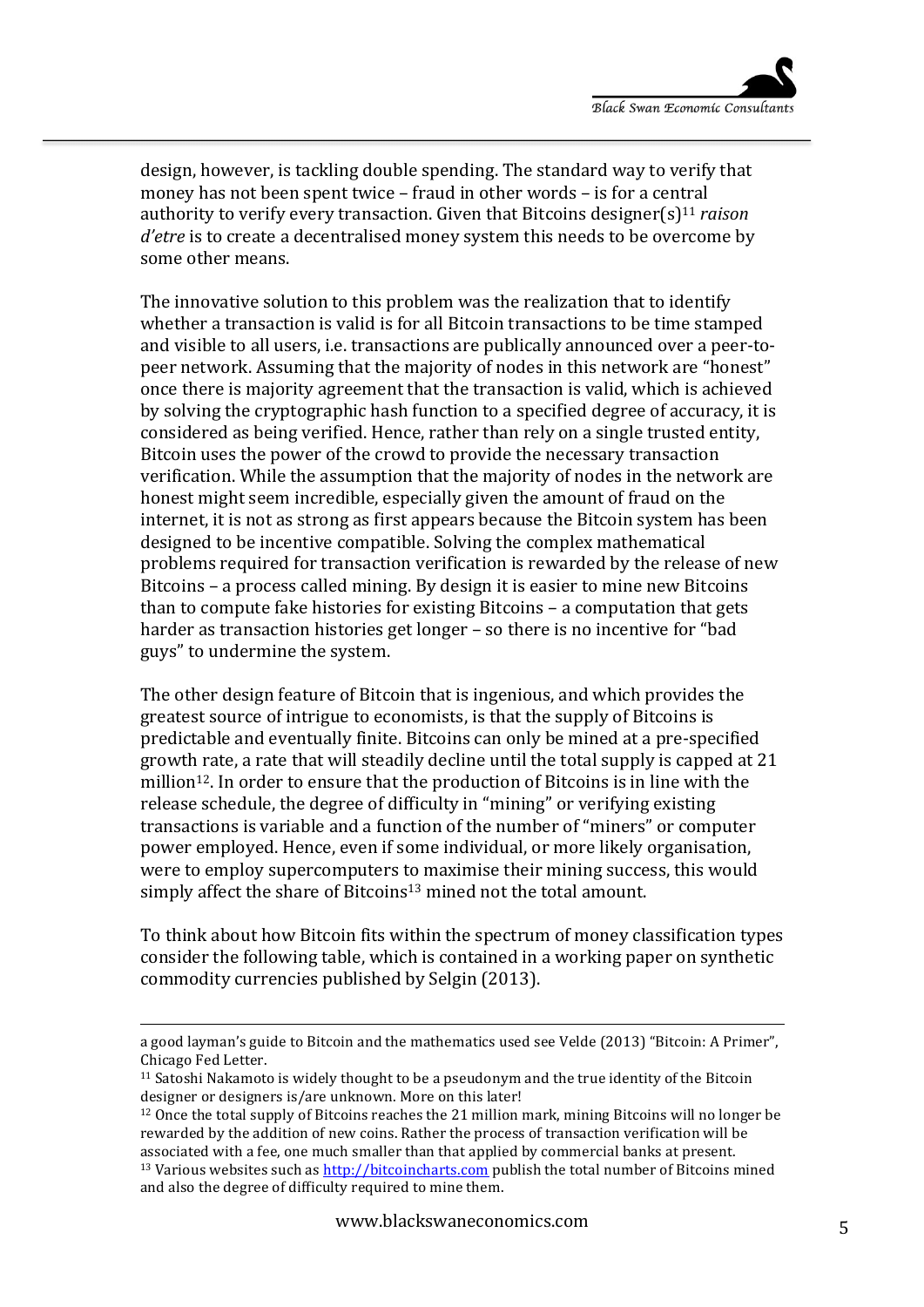design, however, is tackling double spending. The standard way to verify that money has not been spent twice – fraud in other words – is for a central authority to verify every transaction. Given that Bitcoins designer(s)[11] *raison d'etre* is to create a decentralised money system this needs to be overcome by some other means.

The innovative solution to this problem was the realization that to identify whether a transaction is valid is for all Bitcoin transactions to be time stamped and visible to all users, i.e. transactions are publically announced over a peer-to-peer network. Assuming that the majority of nodes in this network are "honest" once there is majority agreement that the transaction is valid, which is achieved by solving the cryptographic hash function to a specified degree of accuracy, it is considered as being verified. Hence, rather than rely on a single trusted entity, Bitcoin uses the power of the crowd to provide the necessary transaction verification. While the assumption that the majority of nodes in the network are honest might seem incredible, especially given the amount of fraud on the internet, it is not as strong as first appears because the Bitcoin system has been designed to be incentive compatible. Solving the complex mathematical problems required for transaction verification is rewarded by the release of new Bitcoins – a process called mining. By design it is easier to mine new Bitcoins than to compute fake histories for existing Bitcoins – a computation that gets harder as transaction histories get longer – so there is no incentive for "bad guys" to undermine the system.

The other design feature of Bitcoin that is ingenious, and which provides the greatest source of intrigue to economists, is that the supply of Bitcoins is predictable and eventually finite. Bitcoins can only be mined at a pre-specified growth rate, a rate that will steadily decline until the total supply is capped at 21 million[12]. In order to ensure that the production of Bitcoins is in line with the release schedule, the degree of difficulty in "mining" or verifying existing transactions is variable and a function of the number of "miners" or computer power employed. Hence, even if some individual, or more likely organisation, were to employ supercomputers to maximise their mining success, this would simply affect the share of Bitcoins[13] mined not the total amount.

To think about how Bitcoin fits within the spectrum of money classification types consider the following table, which is contained in a working paper on synthetic commodity currencies published by Selgin (2013).

---

a good layman's guide to Bitcoin and the mathematics used see Velde (2013) "Bitcoin: A Primer", Chicago Fed Letter.

[11] Satoshi Nakamoto is widely thought to be a pseudonym and the true identity of the Bitcoin designer or designers is/are unknown. More on this later!

[12] Once the total supply of Bitcoins reaches the 21 million mark, mining Bitcoins will no longer be rewarded by the addition of new coins. Rather the process of transaction verification will be associated with a fee, one much smaller than that applied by commercial banks at present.

[13] Various websites such as http://bitcoincharts.com publish the total number of Bitcoins mined and also the degree of difficulty required to mine them.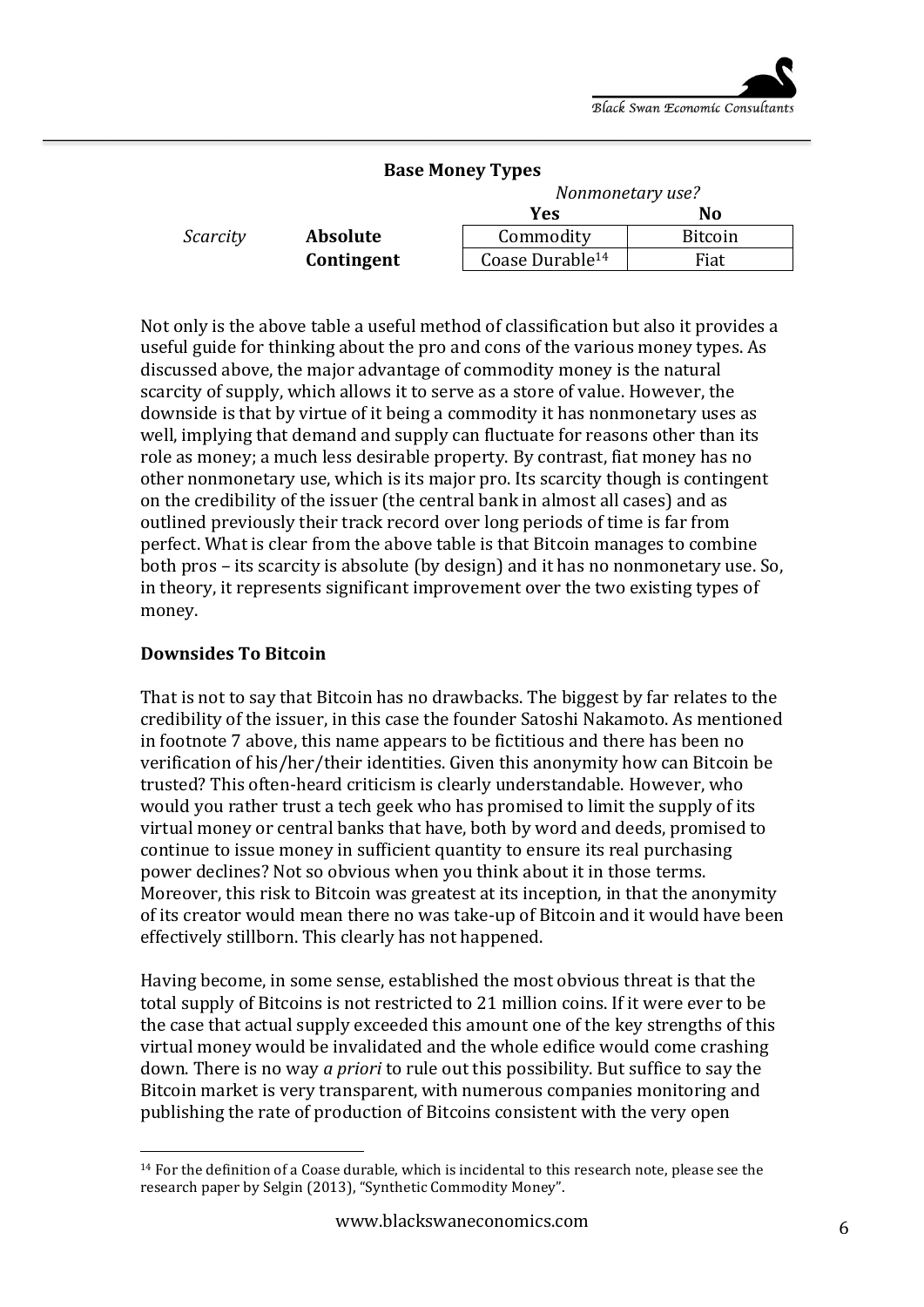**Base Money Types**

| | | *Nonmonetary use?* | |
|---|---|---|---|
| | | **Yes** | **No** |
| *Scarcity* | **Absolute** | Commodity | Bitcoin |
| | **Contingent** | Coase Durable[14] | Fiat |

Not only is the above table a useful method of classification but also it provides a useful guide for thinking about the pro and cons of the various money types. As discussed above, the major advantage of commodity money is the natural scarcity of supply, which allows it to serve as a store of value. However, the downside is that by virtue of it being a commodity it has nonmonetary uses as well, implying that demand and supply can fluctuate for reasons other than its role as money; a much less desirable property. By contrast, fiat money has no other nonmonetary use, which is its major pro. Its scarcity though is contingent on the credibility of the issuer (the central bank in almost all cases) and as outlined previously their track record over long periods of time is far from perfect. What is clear from the above table is that Bitcoin manages to combine both pros – its scarcity is absolute (by design) and it has no nonmonetary use. So, in theory, it represents significant improvement over the two existing types of money.

**Downsides To Bitcoin**

That is not to say that Bitcoin has no drawbacks. The biggest by far relates to the credibility of the issuer, in this case the founder Satoshi Nakamoto. As mentioned in footnote 7 above, this name appears to be fictitious and there has been no verification of his/her/their identities. Given this anonymity how can Bitcoin be trusted? This often-heard criticism is clearly understandable. However, who would you rather trust a tech geek who has promised to limit the supply of its virtual money or central banks that have, both by word and deeds, promised to continue to issue money in sufficient quantity to ensure its real purchasing power declines? Not so obvious when you think about it in those terms. Moreover, this risk to Bitcoin was greatest at its inception, in that the anonymity of its creator would mean there no was take-up of Bitcoin and it would have been effectively stillborn. This clearly has not happened.

Having become, in some sense, established the most obvious threat is that the total supply of Bitcoins is not restricted to 21 million coins. If it were ever to be the case that actual supply exceeded this amount one of the key strengths of this virtual money would be invalidated and the whole edifice would come crashing down. There is no way *a priori* to rule out this possibility. But suffice to say the Bitcoin market is very transparent, with numerous companies monitoring and publishing the rate of production of Bitcoins consistent with the very open

[14] For the definition of a Coase durable, which is incidental to this research note, please see the research paper by Selgin (2013), "Synthetic Commodity Money".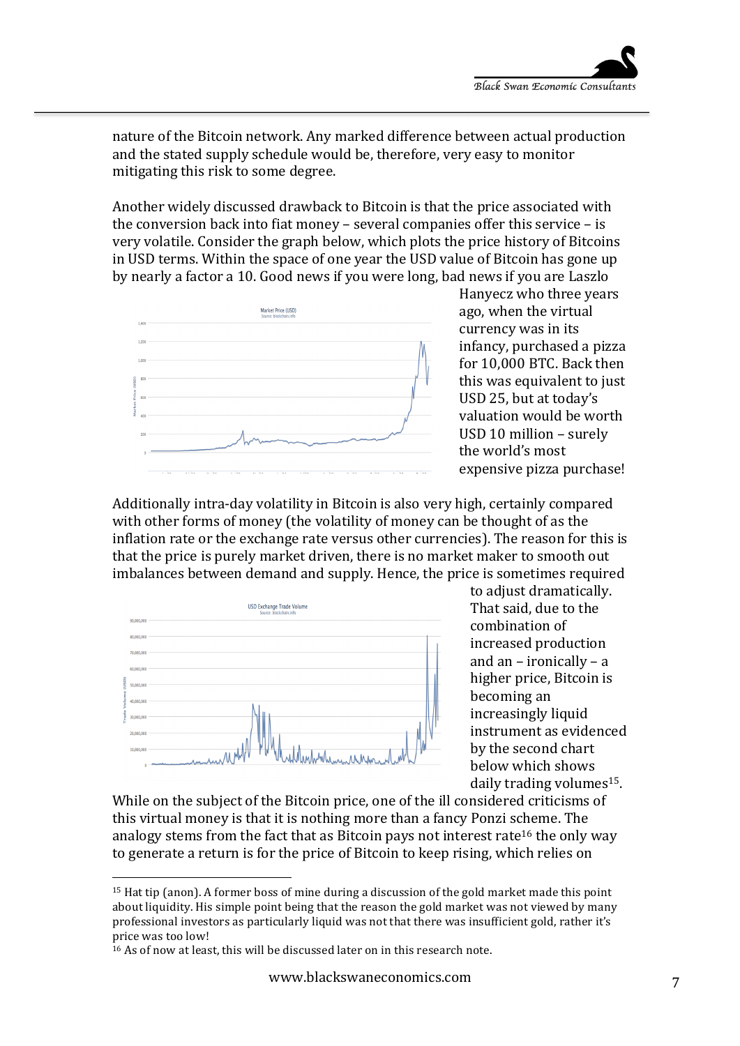nature of the Bitcoin network. Any marked difference between actual production and the stated supply schedule would be, therefore, very easy to monitor mitigating this risk to some degree.

Another widely discussed drawback to Bitcoin is that the price associated with the conversion back into fiat money – several companies offer this service – is very volatile. Consider the graph below, which plots the price history of Bitcoins in USD terms. Within the space of one year the USD value of Bitcoin has gone up by nearly a factor a 10. Good news if you were long, bad news if you are Laszlo Hanyecz who three years ago, when the virtual currency was in its infancy, purchased a pizza for 10,000 BTC. Back then this was equivalent to just USD 25, but at today's valuation would be worth USD 10 million – surely the world's most expensive pizza purchase!

Additionally intra-day volatility in Bitcoin is also very high, certainly compared with other forms of money (the volatility of money can be thought of as the inflation rate or the exchange rate versus other currencies). The reason for this is that the price is purely market driven, there is no market maker to smooth out imbalances between demand and supply. Hence, the price is sometimes required to adjust dramatically. That said, due to the combination of increased production and an – ironically – a higher price, Bitcoin is becoming an increasingly liquid instrument as evidenced by the second chart below which shows daily trading volumes[15].

While on the subject of the Bitcoin price, one of the ill considered criticisms of this virtual money is that it is nothing more than a fancy Ponzi scheme. The analogy stems from the fact that as Bitcoin pays not interest rate[16] the only way to generate a return is for the price of Bitcoin to keep rising, which relies on

---

[15] Hat tip (anon). A former boss of mine during a discussion of the gold market made this point about liquidity. His simple point being that the reason the gold market was not viewed by many professional investors as particularly liquid was not that there was insufficient gold, rather it's price was too low!

[16] As of now at least, this will be discussed later on in this research note.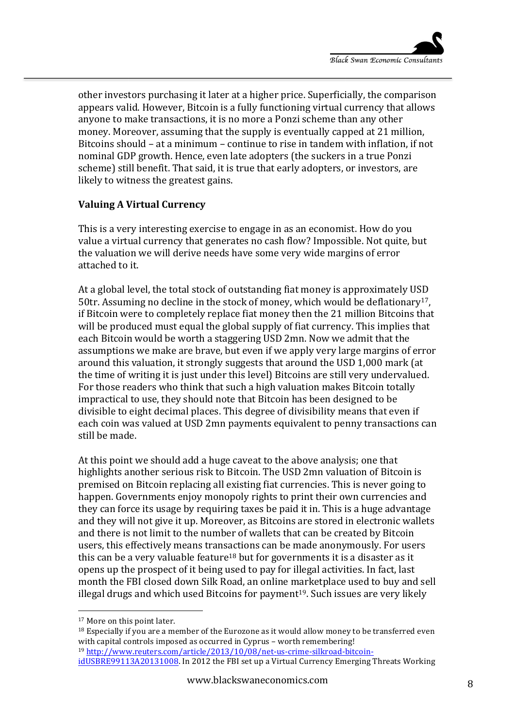other investors purchasing it later at a higher price. Superficially, the comparison appears valid. However, Bitcoin is a fully functioning virtual currency that allows anyone to make transactions, it is no more a Ponzi scheme than any other money. Moreover, assuming that the supply is eventually capped at 21 million, Bitcoins should – at a minimum – continue to rise in tandem with inflation, if not nominal GDP growth. Hence, even late adopters (the suckers in a true Ponzi scheme) still benefit. That said, it is true that early adopters, or investors, are likely to witness the greatest gains.

**Valuing A Virtual Currency**

This is a very interesting exercise to engage in as an economist. How do you value a virtual currency that generates no cash flow? Impossible. Not quite, but the valuation we will derive needs have some very wide margins of error attached to it.

At a global level, the total stock of outstanding fiat money is approximately USD 50tr. Assuming no decline in the stock of money, which would be deflationary[17], if Bitcoin were to completely replace fiat money then the 21 million Bitcoins that will be produced must equal the global supply of fiat currency. This implies that each Bitcoin would be worth a staggering USD 2mn. Now we admit that the assumptions we make are brave, but even if we apply very large margins of error around this valuation, it strongly suggests that around the USD 1,000 mark (at the time of writing it is just under this level) Bitcoins are still very undervalued. For those readers who think that such a high valuation makes Bitcoin totally impractical to use, they should note that Bitcoin has been designed to be divisible to eight decimal places. This degree of divisibility means that even if each coin was valued at USD 2mn payments equivalent to penny transactions can still be made.

At this point we should add a huge caveat to the above analysis; one that highlights another serious risk to Bitcoin. The USD 2mn valuation of Bitcoin is premised on Bitcoin replacing all existing fiat currencies. This is never going to happen. Governments enjoy monopoly rights to print their own currencies and they can force its usage by requiring taxes be paid it in. This is a huge advantage and they will not give it up. Moreover, as Bitcoins are stored in electronic wallets and there is not limit to the number of wallets that can be created by Bitcoin users, this effectively means transactions can be made anonymously. For users this can be a very valuable feature[18] but for governments it is a disaster as it opens up the prospect of it being used to pay for illegal activities. In fact, last month the FBI closed down Silk Road, an online marketplace used to buy and sell illegal drugs and which used Bitcoins for payment[19]. Such issues are very likely

---

[17] More on this point later.

[18] Especially if you are a member of the Eurozone as it would allow money to be transferred even with capital controls imposed as occurred in Cyprus – worth remembering!

[19] http://www.reuters.com/article/2013/10/08/net-us-crime-silkroad-bitcoin-idUSBRE99113A20131008. In 2012 the FBI set up a Virtual Currency Emerging Threats Working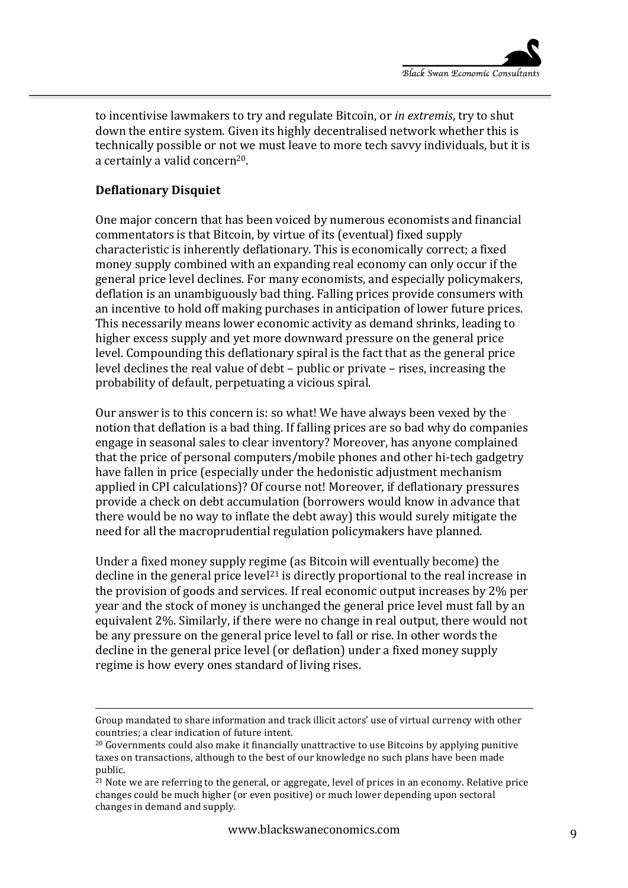to incentivise lawmakers to try and regulate Bitcoin, or *in extremis*, try to shut down the entire system. Given its highly decentralised network whether this is technically possible or not we must leave to more tech savvy individuals, but it is a certainly a valid concern[20].

**Deflationary Disquiet**

One major concern that has been voiced by numerous economists and financial commentators is that Bitcoin, by virtue of its (eventual) fixed supply characteristic is inherently deflationary. This is economically correct; a fixed money supply combined with an expanding real economy can only occur if the general price level declines. For many economists, and especially policymakers, deflation is an unambiguously bad thing. Falling prices provide consumers with an incentive to hold off making purchases in anticipation of lower future prices. This necessarily means lower economic activity as demand shrinks, leading to higher excess supply and yet more downward pressure on the general price level. Compounding this deflationary spiral is the fact that as the general price level declines the real value of debt – public or private – rises, increasing the probability of default, perpetuating a vicious spiral.

Our answer is to this concern is: so what! We have always been vexed by the notion that deflation is a bad thing. If falling prices are so bad why do companies engage in seasonal sales to clear inventory? Moreover, has anyone complained that the price of personal computers/mobile phones and other hi-tech gadgetry have fallen in price (especially under the hedonistic adjustment mechanism applied in CPI calculations)? Of course not! Moreover, if deflationary pressures provide a check on debt accumulation (borrowers would know in advance that there would be no way to inflate the debt away) this would surely mitigate the need for all the macroprudential regulation policymakers have planned.

Under a fixed money supply regime (as Bitcoin will eventually become) the decline in the general price level[21] is directly proportional to the real increase in the provision of goods and services. If real economic output increases by 2% per year and the stock of money is unchanged the general price level must fall by an equivalent 2%. Similarly, if there were no change in real output, there would not be any pressure on the general price level to fall or rise. In other words the decline in the general price level (or deflation) under a fixed money supply regime is how every ones standard of living rises.

---

Group mandated to share information and track illicit actors' use of virtual currency with other countries; a clear indication of future intent.

[20] Governments could also make it financially unattractive to use Bitcoins by applying punitive taxes on transactions, although to the best of our knowledge no such plans have been made public.

[21] Note we are referring to the general, or aggregate, level of prices in an economy. Relative price changes could be much higher (or even positive) or much lower depending upon sectoral changes in demand and supply.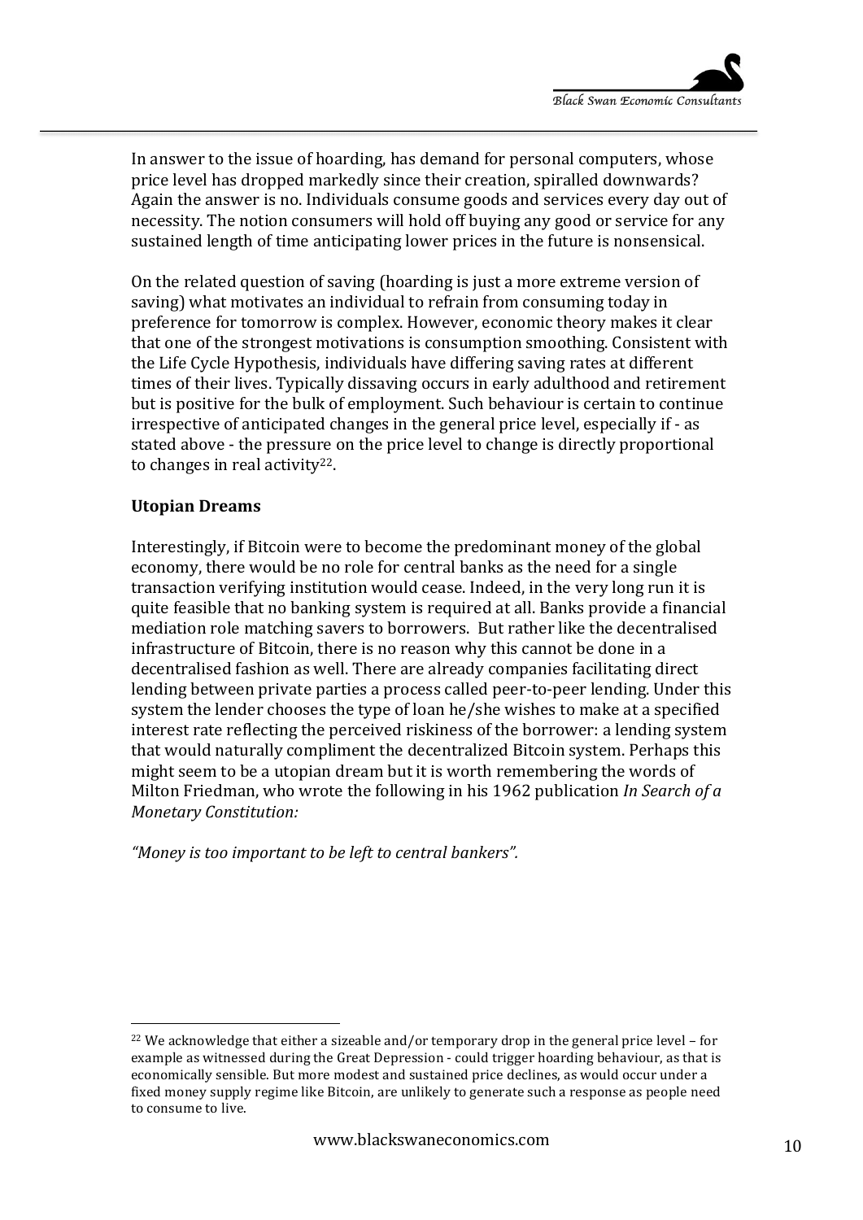In answer to the issue of hoarding, has demand for personal computers, whose price level has dropped markedly since their creation, spiralled downwards? Again the answer is no. Individuals consume goods and services every day out of necessity. The notion consumers will hold off buying any good or service for any sustained length of time anticipating lower prices in the future is nonsensical.

On the related question of saving (hoarding is just a more extreme version of saving) what motivates an individual to refrain from consuming today in preference for tomorrow is complex. However, economic theory makes it clear that one of the strongest motivations is consumption smoothing. Consistent with the Life Cycle Hypothesis, individuals have differing saving rates at different times of their lives. Typically dissaving occurs in early adulthood and retirement but is positive for the bulk of employment. Such behaviour is certain to continue irrespective of anticipated changes in the general price level, especially if - as stated above - the pressure on the price level to change is directly proportional to changes in real activity[22].

**Utopian Dreams**

Interestingly, if Bitcoin were to become the predominant money of the global economy, there would be no role for central banks as the need for a single transaction verifying institution would cease. Indeed, in the very long run it is quite feasible that no banking system is required at all. Banks provide a financial mediation role matching savers to borrowers. But rather like the decentralised infrastructure of Bitcoin, there is no reason why this cannot be done in a decentralised fashion as well. There are already companies facilitating direct lending between private parties a process called peer-to-peer lending. Under this system the lender chooses the type of loan he/she wishes to make at a specified interest rate reflecting the perceived riskiness of the borrower: a lending system that would naturally compliment the decentralized Bitcoin system. Perhaps this might seem to be a utopian dream but it is worth remembering the words of Milton Friedman, who wrote the following in his 1962 publication *In Search of a Monetary Constitution:*

*"Money is too important to be left to central bankers".*

---

[22] We acknowledge that either a sizeable and/or temporary drop in the general price level – for example as witnessed during the Great Depression - could trigger hoarding behaviour, as that is economically sensible. But more modest and sustained price declines, as would occur under a fixed money supply regime like Bitcoin, are unlikely to generate such a response as people need to consume to live.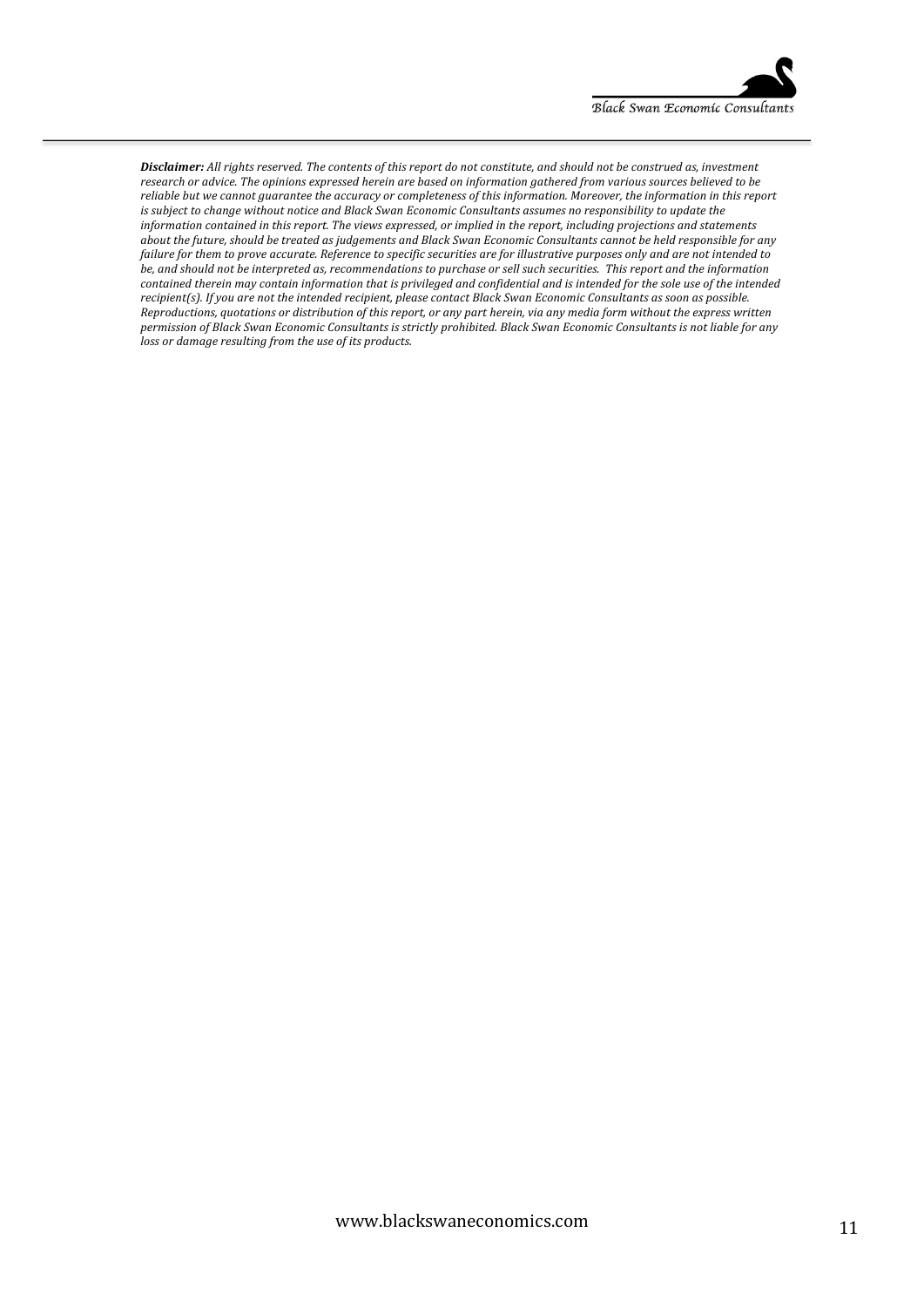***Disclaimer:*** *All rights reserved. The contents of this report do not constitute, and should not be construed as, investment research or advice. The opinions expressed herein are based on information gathered from various sources believed to be reliable but we cannot guarantee the accuracy or completeness of this information. Moreover, the information in this report is subject to change without notice and Black Swan Economic Consultants assumes no responsibility to update the information contained in this report. The views expressed, or implied in the report, including projections and statements about the future, should be treated as judgements and Black Swan Economic Consultants cannot be held responsible for any failure for them to prove accurate. Reference to specific securities are for illustrative purposes only and are not intended to be, and should not be interpreted as, recommendations to purchase or sell such securities. This report and the information contained therein may contain information that is privileged and confidential and is intended for the sole use of the intended recipient(s). If you are not the intended recipient, please contact Black Swan Economic Consultants as soon as possible. Reproductions, quotations or distribution of this report, or any part herein, via any media form without the express written permission of Black Swan Economic Consultants is strictly prohibited. Black Swan Economic Consultants is not liable for any loss or damage resulting from the use of its products.*